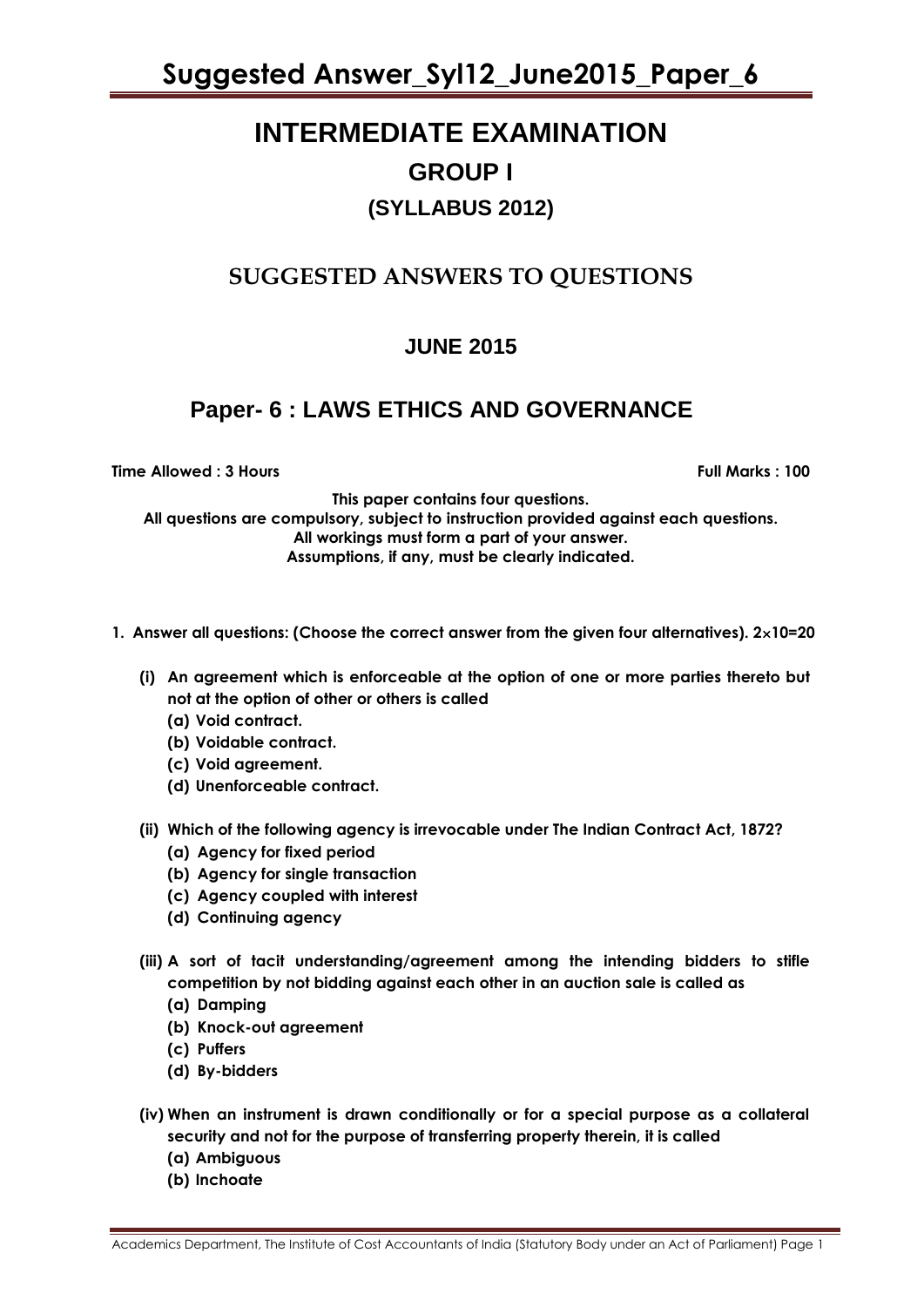# INTERMEDIATE EXAMINATION

## GROUP I

### (SYLLABUS 2012)

## SUGGESTED ANSWERS TO QUESTIONS

### JUNE 2015

## Paper- 6 : LAWS ETHICS AND GOVERNANCE

**Time Allowed : 3 Hours** **Full Marks : 100**

**This paper contains four questions.**
**All questions are compulsory, subject to instruction provided against each questions.**
**All workings must form a part of your answer.**
**Assumptions, if any, must be clearly indicated.**

**1. Answer all questions: (Choose the correct answer from the given four alternatives). 2×10=20**

**(i) An agreement which is enforceable at the option of one or more parties thereto but not at the option of other or others is called**
- **(a) Void contract.**
- **(b) Voidable contract.**
- **(c) Void agreement.**
- **(d) Unenforceable contract.**

**(ii) Which of the following agency is irrevocable under The Indian Contract Act, 1872?**
- **(a) Agency for fixed period**
- **(b) Agency for single transaction**
- **(c) Agency coupled with interest**
- **(d) Continuing agency**

**(iii) A sort of tacit understanding/agreement among the intending bidders to stifle competition by not bidding against each other in an auction sale is called as**
- **(a) Damping**
- **(b) Knock-out agreement**
- **(c) Puffers**
- **(d) By-bidders**

**(iv) When an instrument is drawn conditionally or for a special purpose as a collateral security and not for the purpose of transferring property therein, it is called**
- **(a) Ambiguous**
- **(b) Inchoate**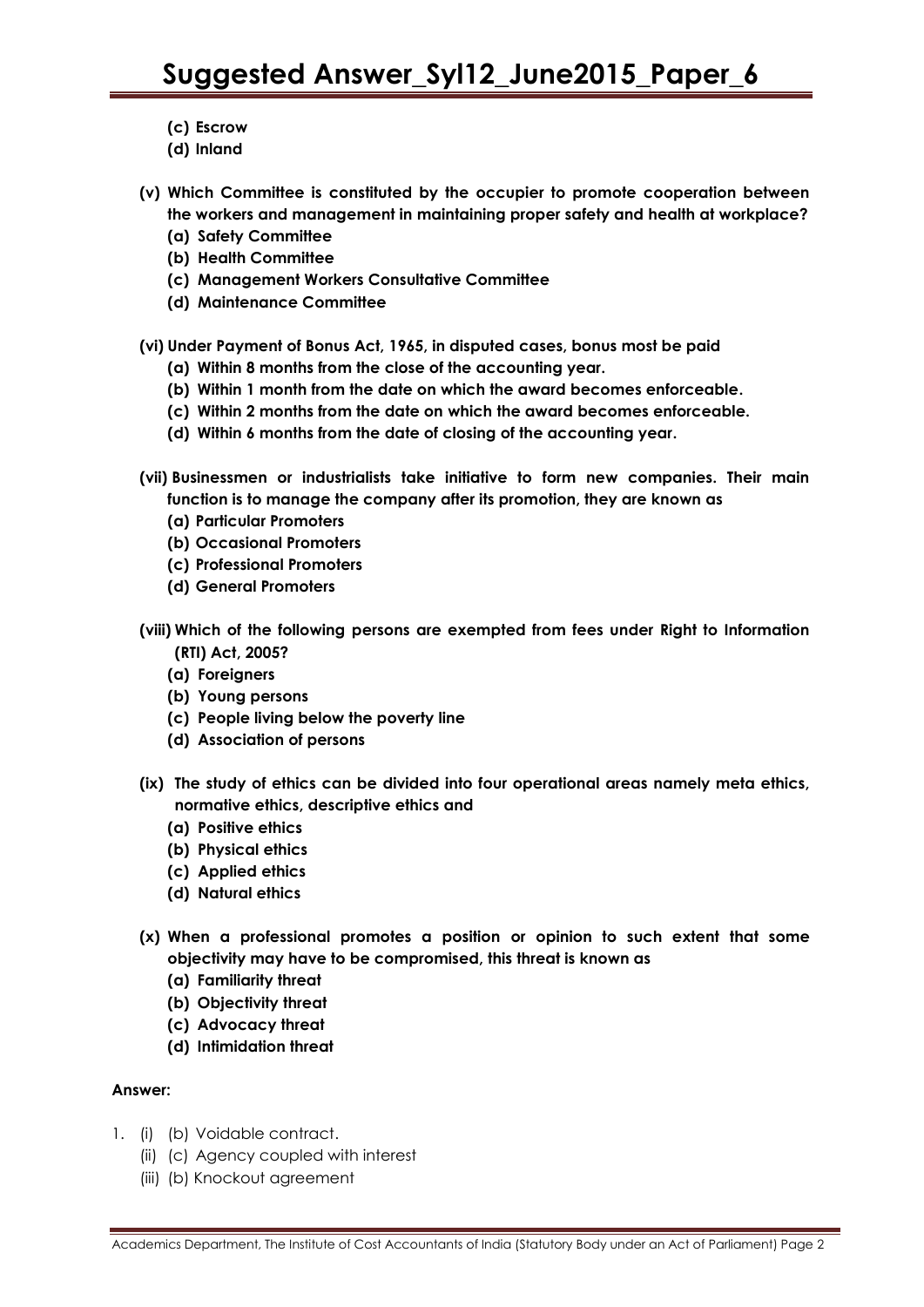**(c) Escrow**

**(d) Inland**

**(v) Which Committee is constituted by the occupier to promote cooperation between the workers and management in maintaining proper safety and health at workplace?**

**(a) Safety Committee**

**(b) Health Committee**

**(c) Management Workers Consultative Committee**

**(d) Maintenance Committee**

**(vi) Under Payment of Bonus Act, 1965, in disputed cases, bonus most be paid**

**(a) Within 8 months from the close of the accounting year.**

**(b) Within 1 month from the date on which the award becomes enforceable.**

**(c) Within 2 months from the date on which the award becomes enforceable.**

**(d) Within 6 months from the date of closing of the accounting year.**

**(vii) Businessmen or industrialists take initiative to form new companies. Their main function is to manage the company after its promotion, they are known as**

**(a) Particular Promoters**

**(b) Occasional Promoters**

**(c) Professional Promoters**

**(d) General Promoters**

**(viii) Which of the following persons are exempted from fees under Right to Information (RTI) Act, 2005?**

**(a) Foreigners**

**(b) Young persons**

**(c) People living below the poverty line**

**(d) Association of persons**

**(ix) The study of ethics can be divided into four operational areas namely meta ethics, normative ethics, descriptive ethics and**

**(a) Positive ethics**

**(b) Physical ethics**

**(c) Applied ethics**

**(d) Natural ethics**

**(x) When a professional promotes a position or opinion to such extent that some objectivity may have to be compromised, this threat is known as**

**(a) Familiarity threat**

**(b) Objectivity threat**

**(c) Advocacy threat**

**(d) Intimidation threat**

**Answer:**

1. (i) (b) Voidable contract.

   (ii) (c) Agency coupled with interest

   (iii) (b) Knockout agreement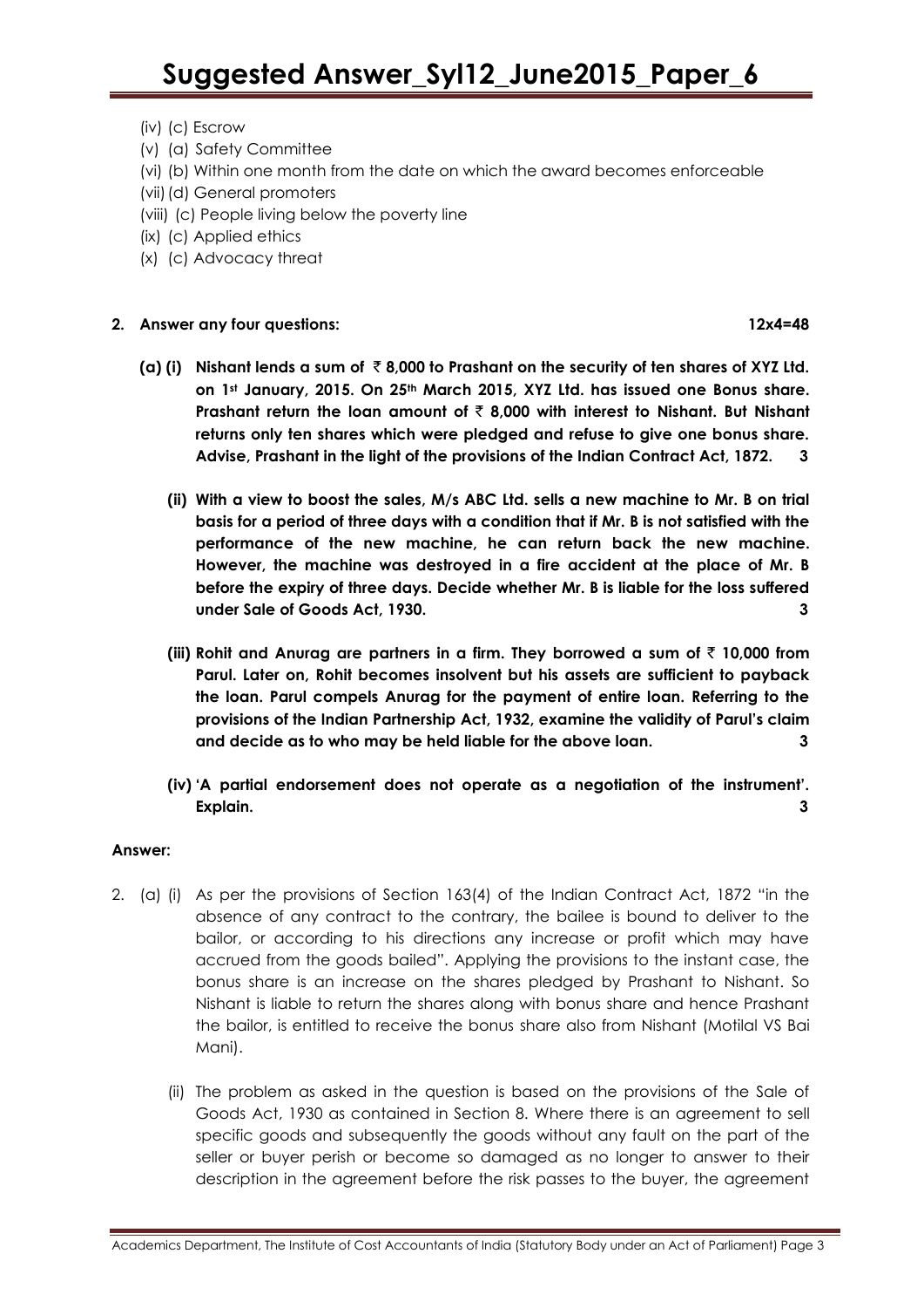(iv) (c) Escrow

(v) (a) Safety Committee

(vi) (b) Within one month from the date on which the award becomes enforceable

(vii) (d) General promoters

(viii) (c) People living below the poverty line

(ix) (c) Applied ethics

(x) (c) Advocacy threat

**2. Answer any four questions: 12x4=48**

**(a) (i) Nishant lends a sum of ₹ 8,000 to Prashant on the security of ten shares of XYZ Ltd. on 1st January, 2015. On 25th March 2015, XYZ Ltd. has issued one Bonus share. Prashant return the loan amount of ₹ 8,000 with interest to Nishant. But Nishant returns only ten shares which were pledged and refuse to give one bonus share. Advise, Prashant in the light of the provisions of the Indian Contract Act, 1872. 3**

**(ii) With a view to boost the sales, M/s ABC Ltd. sells a new machine to Mr. B on trial basis for a period of three days with a condition that if Mr. B is not satisfied with the performance of the new machine, he can return back the new machine. However, the machine was destroyed in a fire accident at the place of Mr. B before the expiry of three days. Decide whether Mr. B is liable for the loss suffered under Sale of Goods Act, 1930. 3**

**(iii) Rohit and Anurag are partners in a firm. They borrowed a sum of ₹ 10,000 from Parul. Later on, Rohit becomes insolvent but his assets are sufficient to payback the loan. Parul compels Anurag for the payment of entire loan. Referring to the provisions of the Indian Partnership Act, 1932, examine the validity of Parul's claim and decide as to who may be held liable for the above loan. 3**

**(iv) 'A partial endorsement does not operate as a negotiation of the instrument'. Explain. 3**

**Answer:**

2. (a) (i) As per the provisions of Section 163(4) of the Indian Contract Act, 1872 "in the absence of any contract to the contrary, the bailee is bound to deliver to the bailor, or according to his directions any increase or profit which may have accrued from the goods bailed". Applying the provisions to the instant case, the bonus share is an increase on the shares pledged by Prashant to Nishant. So Nishant is liable to return the shares along with bonus share and hence Prashant the bailor, is entitled to receive the bonus share also from Nishant (Motilal VS Bai Mani).

(ii) The problem as asked in the question is based on the provisions of the Sale of Goods Act, 1930 as contained in Section 8. Where there is an agreement to sell specific goods and subsequently the goods without any fault on the part of the seller or buyer perish or become so damaged as no longer to answer to their description in the agreement before the risk passes to the buyer, the agreement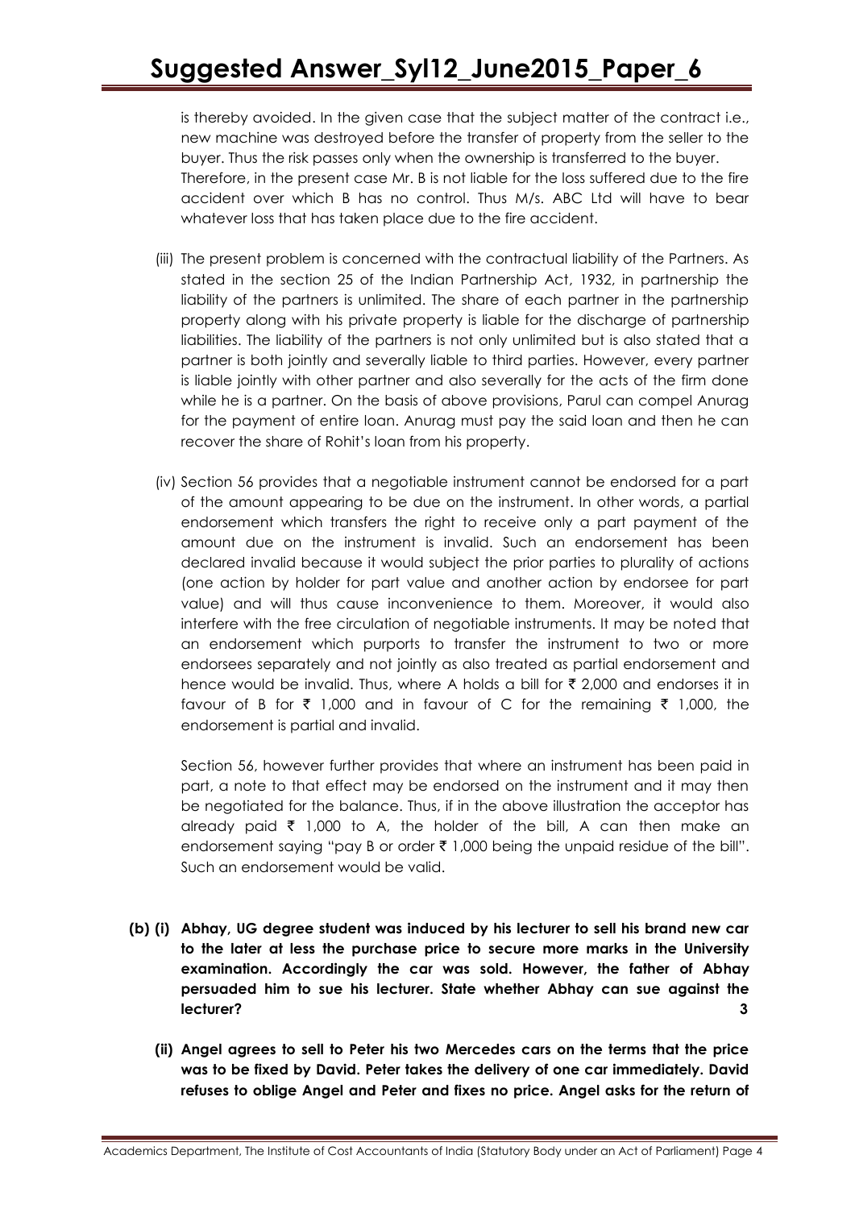is thereby avoided. In the given case that the subject matter of the contract i.e., new machine was destroyed before the transfer of property from the seller to the buyer. Thus the risk passes only when the ownership is transferred to the buyer. Therefore, in the present case Mr. B is not liable for the loss suffered due to the fire accident over which B has no control. Thus M/s. ABC Ltd will have to bear whatever loss that has taken place due to the fire accident.

(iii) The present problem is concerned with the contractual liability of the Partners. As stated in the section 25 of the Indian Partnership Act, 1932, in partnership the liability of the partners is unlimited. The share of each partner in the partnership property along with his private property is liable for the discharge of partnership liabilities. The liability of the partners is not only unlimited but is also stated that a partner is both jointly and severally liable to third parties. However, every partner is liable jointly with other partner and also severally for the acts of the firm done while he is a partner. On the basis of above provisions, Parul can compel Anurag for the payment of entire loan. Anurag must pay the said loan and then he can recover the share of Rohit's loan from his property.

(iv) Section 56 provides that a negotiable instrument cannot be endorsed for a part of the amount appearing to be due on the instrument. In other words, a partial endorsement which transfers the right to receive only a part payment of the amount due on the instrument is invalid. Such an endorsement has been declared invalid because it would subject the prior parties to plurality of actions (one action by holder for part value and another action by endorsee for part value) and will thus cause inconvenience to them. Moreover, it would also interfere with the free circulation of negotiable instruments. It may be noted that an endorsement which purports to transfer the instrument to two or more endorsees separately and not jointly as also treated as partial endorsement and hence would be invalid. Thus, where A holds a bill for ₹ 2,000 and endorses it in favour of B for ₹ 1,000 and in favour of C for the remaining ₹ 1,000, the endorsement is partial and invalid.

Section 56, however further provides that where an instrument has been paid in part, a note to that effect may be endorsed on the instrument and it may then be negotiated for the balance. Thus, if in the above illustration the acceptor has already paid ₹ 1,000 to A, the holder of the bill, A can then make an endorsement saying "pay B or order ₹ 1,000 being the unpaid residue of the bill". Such an endorsement would be valid.

**(b) (i) Abhay, UG degree student was induced by his lecturer to sell his brand new car to the later at less the purchase price to secure more marks in the University examination. Accordingly the car was sold. However, the father of Abhay persuaded him to sue his lecturer. State whether Abhay can sue against the lecturer? 3**

**(ii) Angel agrees to sell to Peter his two Mercedes cars on the terms that the price was to be fixed by David. Peter takes the delivery of one car immediately. David refuses to oblige Angel and Peter and fixes no price. Angel asks for the return of**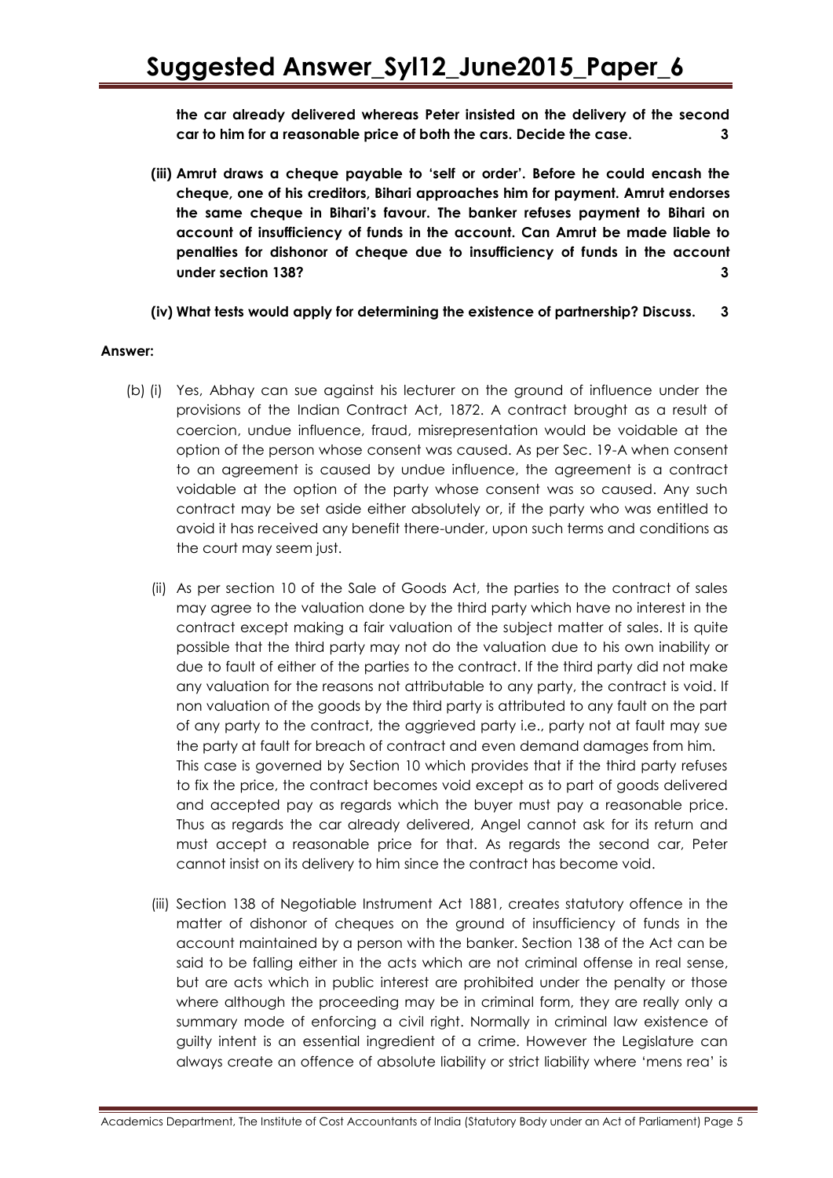**the car already delivered whereas Peter insisted on the delivery of the second car to him for a reasonable price of both the cars. Decide the case. 3**

**(iii) Amrut draws a cheque payable to 'self or order'. Before he could encash the cheque, one of his creditors, Bihari approaches him for payment. Amrut endorses the same cheque in Bihari's favour. The banker refuses payment to Bihari on account of insufficiency of funds in the account. Can Amrut be made liable to penalties for dishonor of cheque due to insufficiency of funds in the account under section 138? 3**

**(iv) What tests would apply for determining the existence of partnership? Discuss. 3**

**Answer:**

(b) (i) Yes, Abhay can sue against his lecturer on the ground of influence under the provisions of the Indian Contract Act, 1872. A contract brought as a result of coercion, undue influence, fraud, misrepresentation would be voidable at the option of the person whose consent was caused. As per Sec. 19-A when consent to an agreement is caused by undue influence, the agreement is a contract voidable at the option of the party whose consent was so caused. Any such contract may be set aside either absolutely or, if the party who was entitled to avoid it has received any benefit there-under, upon such terms and conditions as the court may seem just.

(ii) As per section 10 of the Sale of Goods Act, the parties to the contract of sales may agree to the valuation done by the third party which have no interest in the contract except making a fair valuation of the subject matter of sales. It is quite possible that the third party may not do the valuation due to his own inability or due to fault of either of the parties to the contract. If the third party did not make any valuation for the reasons not attributable to any party, the contract is void. If non valuation of the goods by the third party is attributed to any fault on the part of any party to the contract, the aggrieved party i.e., party not at fault may sue the party at fault for breach of contract and even demand damages from him.

This case is governed by Section 10 which provides that if the third party refuses to fix the price, the contract becomes void except as to part of goods delivered and accepted pay as regards which the buyer must pay a reasonable price. Thus as regards the car already delivered, Angel cannot ask for its return and must accept a reasonable price for that. As regards the second car, Peter cannot insist on its delivery to him since the contract has become void.

(iii) Section 138 of Negotiable Instrument Act 1881, creates statutory offence in the matter of dishonor of cheques on the ground of insufficiency of funds in the account maintained by a person with the banker. Section 138 of the Act can be said to be falling either in the acts which are not criminal offense in real sense, but are acts which in public interest are prohibited under the penalty or those where although the proceeding may be in criminal form, they are really only a summary mode of enforcing a civil right. Normally in criminal law existence of guilty intent is an essential ingredient of a crime. However the Legislature can always create an offence of absolute liability or strict liability where 'mens rea' is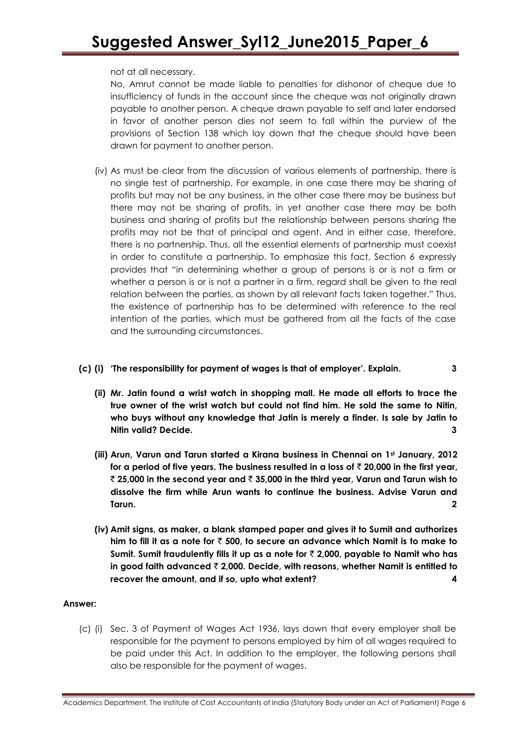not at all necessary.

No, Amrut cannot be made liable to penalties for dishonor of cheque due to insufficiency of funds in the account since the cheque was not originally drawn payable to another person. A cheque drawn payable to self and later endorsed in favor of another person dies not seem to fall within the purview of the provisions of Section 138 which lay down that the cheque should have been drawn for payment to another person.

(iv) As must be clear from the discussion of various elements of partnership, there is no single test of partnership. For example, in one case there may be sharing of profits but may not be any business, in the other case there may be business but there may not be sharing of profits, in yet another case there may be both business and sharing of profits but the relationship between persons sharing the profits may not be that of principal and agent. And in either case, therefore, there is no partnership. Thus, all the essential elements of partnership must coexist in order to constitute a partnership. To emphasize this fact, Section 6 expressly provides that "in determining whether a group of persons is or is not a firm or whether a person is or is not a partner in a firm, regard shall be given to the real relation between the parties, as shown by all relevant facts taken together." Thus, the existence of partnership has to be determined with reference to the real intention of the parties, which must be gathered from all the facts of the case and the surrounding circumstances.

**(c) (i) 'The responsibility for payment of wages is that of employer'. Explain. 3**

**(ii) Mr. Jatin found a wrist watch in shopping mall. He made all efforts to trace the true owner of the wrist watch but could not find him. He sold the same to Nitin, who buys without any knowledge that Jatin is merely a finder. Is sale by Jatin to Nitin valid? Decide. 3**

**(iii) Arun, Varun and Tarun started a Kirana business in Chennai on 1st January, 2012 for a period of five years. The business resulted in a loss of ₹ 20,000 in the first year, ₹ 25,000 in the second year and ₹ 35,000 in the third year, Varun and Tarun wish to dissolve the firm while Arun wants to continue the business. Advise Varun and Tarun. 2**

**(iv) Amit signs, as maker, a blank stamped paper and gives it to Sumit and authorizes him to fill it as a note for ₹ 500, to secure an advance which Namit is to make to Sumit. Sumit fraudulently fills it up as a note for ₹ 2,000, payable to Namit who has in good faith advanced ₹ 2,000. Decide, with reasons, whether Namit is entitled to recover the amount, and if so, upto what extent? 4**

**Answer:**

(c) (i) Sec. 3 of Payment of Wages Act 1936, lays down that every employer shall be responsible for the payment to persons employed by him of all wages required to be paid under this Act. In addition to the employer, the following persons shall also be responsible for the payment of wages.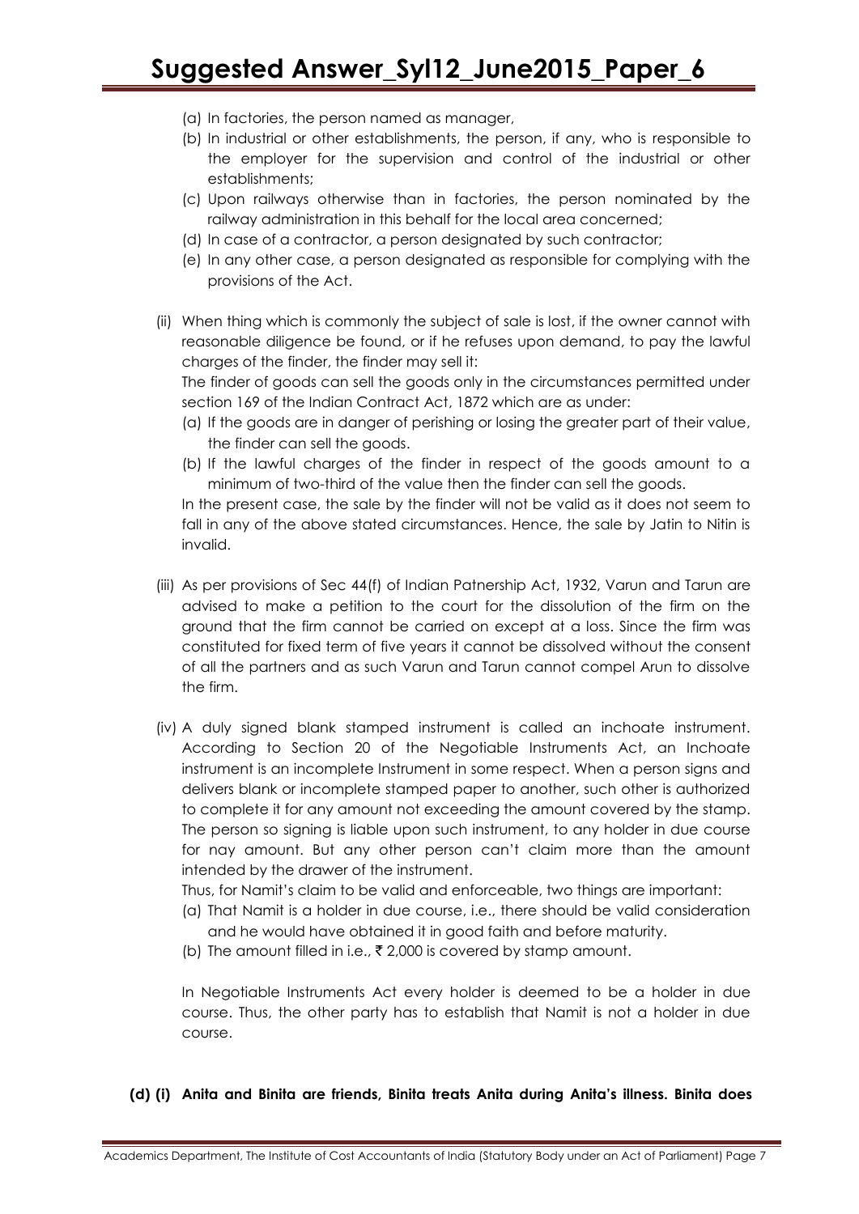(a) In factories, the person named as manager,

(b) In industrial or other establishments, the person, if any, who is responsible to the employer for the supervision and control of the industrial or other establishments;

(c) Upon railways otherwise than in factories, the person nominated by the railway administration in this behalf for the local area concerned;

(d) In case of a contractor, a person designated by such contractor;

(e) In any other case, a person designated as responsible for complying with the provisions of the Act.

(ii) When thing which is commonly the subject of sale is lost, if the owner cannot with reasonable diligence be found, or if he refuses upon demand, to pay the lawful charges of the finder, the finder may sell it:

The finder of goods can sell the goods only in the circumstances permitted under section 169 of the Indian Contract Act, 1872 which are as under:

(a) If the goods are in danger of perishing or losing the greater part of their value, the finder can sell the goods.

(b) If the lawful charges of the finder in respect of the goods amount to a minimum of two-third of the value then the finder can sell the goods.

In the present case, the sale by the finder will not be valid as it does not seem to fall in any of the above stated circumstances. Hence, the sale by Jatin to Nitin is invalid.

(iii) As per provisions of Sec 44(f) of Indian Patnership Act, 1932, Varun and Tarun are advised to make a petition to the court for the dissolution of the firm on the ground that the firm cannot be carried on except at a loss. Since the firm was constituted for fixed term of five years it cannot be dissolved without the consent of all the partners and as such Varun and Tarun cannot compel Arun to dissolve the firm.

(iv) A duly signed blank stamped instrument is called an inchoate instrument. According to Section 20 of the Negotiable Instruments Act, an Inchoate instrument is an incomplete Instrument in some respect. When a person signs and delivers blank or incomplete stamped paper to another, such other is authorized to complete it for any amount not exceeding the amount covered by the stamp. The person so signing is liable upon such instrument, to any holder in due course for nay amount. But any other person can't claim more than the amount intended by the drawer of the instrument.

Thus, for Namit's claim to be valid and enforceable, two things are important:

(a) That Namit is a holder in due course, i.e., there should be valid consideration and he would have obtained it in good faith and before maturity.

(b) The amount filled in i.e., ₹ 2,000 is covered by stamp amount.

In Negotiable Instruments Act every holder is deemed to be a holder in due course. Thus, the other party has to establish that Namit is not a holder in due course.

**(d) (i) Anita and Binita are friends, Binita treats Anita during Anita's illness. Binita does**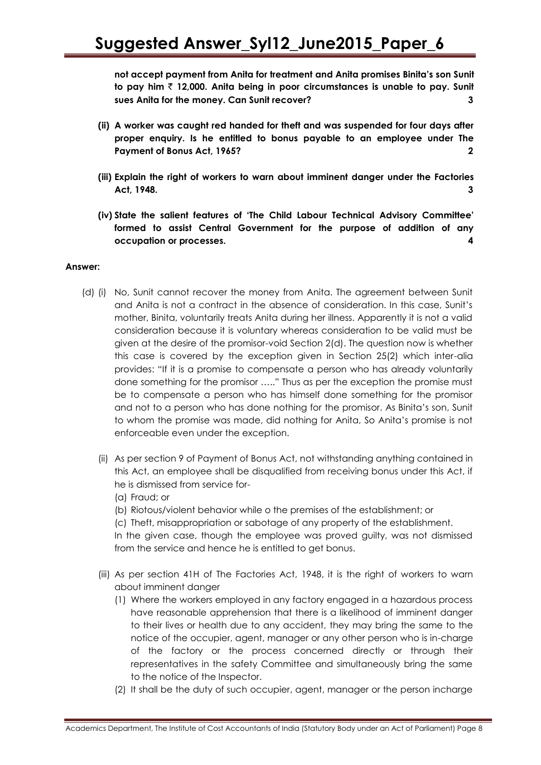**not accept payment from Anita for treatment and Anita promises Binita's son Sunit to pay him ₹ 12,000. Anita being in poor circumstances is unable to pay. Sunit sues Anita for the money. Can Sunit recover? 3**

**(ii) A worker was caught red handed for theft and was suspended for four days after proper enquiry. Is he entitled to bonus payable to an employee under The Payment of Bonus Act, 1965? 2**

**(iii) Explain the right of workers to warn about imminent danger under the Factories Act, 1948. 3**

**(iv) State the salient features of 'The Child Labour Technical Advisory Committee' formed to assist Central Government for the purpose of addition of any occupation or processes. 4**

**Answer:**

(d) (i) No, Sunit cannot recover the money from Anita. The agreement between Sunit and Anita is not a contract in the absence of consideration. In this case, Sunit's mother, Binita, voluntarily treats Anita during her illness. Apparently it is not a valid consideration because it is voluntary whereas consideration to be valid must be given at the desire of the promisor-void Section 2(d). The question now is whether this case is covered by the exception given in Section 25(2) which inter-alia provides: "If it is a promise to compensate a person who has already voluntarily done something for the promisor ….." Thus as per the exception the promise must be to compensate a person who has himself done something for the promisor and not to a person who has done nothing for the promisor. As Binita's son, Sunit to whom the promise was made, did nothing for Anita, So Anita's promise is not enforceable even under the exception.

(ii) As per section 9 of Payment of Bonus Act, not withstanding anything contained in this Act, an employee shall be disqualified from receiving bonus under this Act, if he is dismissed from service for-

(a) Fraud; or

(b) Riotous/violent behavior while o the premises of the establishment; or

(c) Theft, misappropriation or sabotage of any property of the establishment.

In the given case, though the employee was proved guilty, was not dismissed from the service and hence he is entitled to get bonus.

(iii) As per section 41H of The Factories Act, 1948, it is the right of workers to warn about imminent danger

(1) Where the workers employed in any factory engaged in a hazardous process have reasonable apprehension that there is a likelihood of imminent danger to their lives or health due to any accident, they may bring the same to the notice of the occupier, agent, manager or any other person who is in-charge of the factory or the process concerned directly or through their representatives in the safety Committee and simultaneously bring the same to the notice of the Inspector.

(2) It shall be the duty of such occupier, agent, manager or the person incharge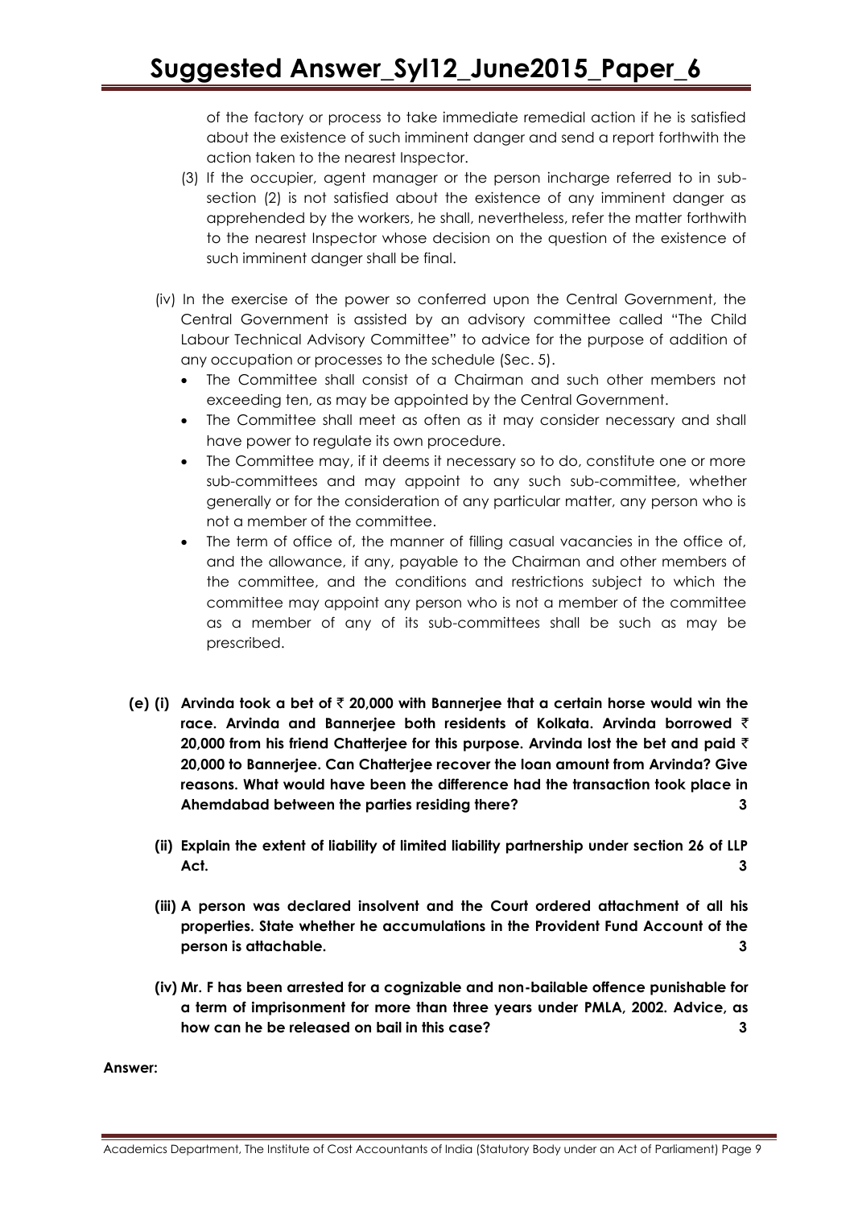of the factory or process to take immediate remedial action if he is satisfied about the existence of such imminent danger and send a report forthwith the action taken to the nearest Inspector.

(3) If the occupier, agent manager or the person incharge referred to in sub-section (2) is not satisfied about the existence of any imminent danger as apprehended by the workers, he shall, nevertheless, refer the matter forthwith to the nearest Inspector whose decision on the question of the existence of such imminent danger shall be final.

(iv) In the exercise of the power so conferred upon the Central Government, the Central Government is assisted by an advisory committee called "The Child Labour Technical Advisory Committee" to advice for the purpose of addition of any occupation or processes to the schedule (Sec. 5).

- The Committee shall consist of a Chairman and such other members not exceeding ten, as may be appointed by the Central Government.
- The Committee shall meet as often as it may consider necessary and shall have power to regulate its own procedure.
- The Committee may, if it deems it necessary so to do, constitute one or more sub-committees and may appoint to any such sub-committee, whether generally or for the consideration of any particular matter, any person who is not a member of the committee.
- The term of office of, the manner of filling casual vacancies in the office of, and the allowance, if any, payable to the Chairman and other members of the committee, and the conditions and restrictions subject to which the committee may appoint any person who is not a member of the committee as a member of any of its sub-committees shall be such as may be prescribed.

**(e) (i) Arvinda took a bet of ₹ 20,000 with Bannerjee that a certain horse would win the race. Arvinda and Bannerjee both residents of Kolkata. Arvinda borrowed ₹ 20,000 from his friend Chatterjee for this purpose. Arvinda lost the bet and paid ₹ 20,000 to Bannerjee. Can Chatterjee recover the loan amount from Arvinda? Give reasons. What would have been the difference had the transaction took place in Ahemdabad between the parties residing there? 3**

**(ii) Explain the extent of liability of limited liability partnership under section 26 of LLP Act. 3**

**(iii) A person was declared insolvent and the Court ordered attachment of all his properties. State whether he accumulations in the Provident Fund Account of the person is attachable. 3**

**(iv) Mr. F has been arrested for a cognizable and non-bailable offence punishable for a term of imprisonment for more than three years under PMLA, 2002. Advice, as how can he be released on bail in this case? 3**

**Answer:**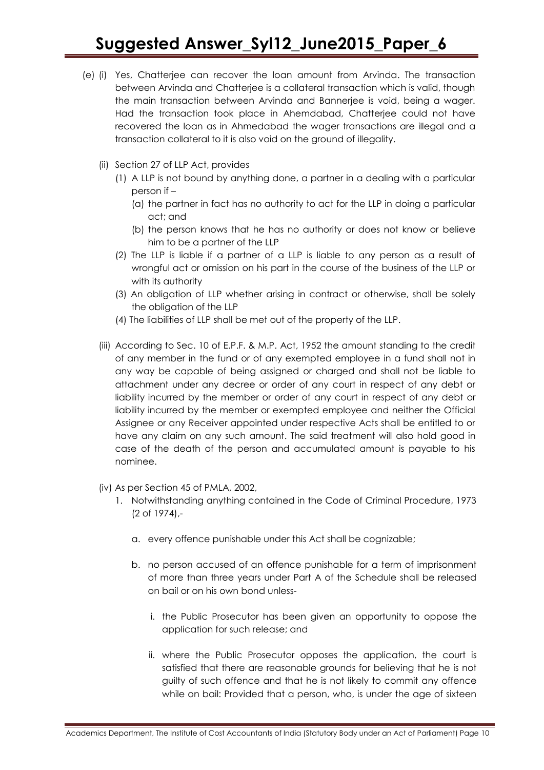(e) (i) Yes, Chatterjee can recover the loan amount from Arvinda. The transaction between Arvinda and Chatterjee is a collateral transaction which is valid, though the main transaction between Arvinda and Bannerjee is void, being a wager. Had the transaction took place in Ahemdabad, Chatterjee could not have recovered the loan as in Ahmedabad the wager transactions are illegal and a transaction collateral to it is also void on the ground of illegality.

(ii) Section 27 of LLP Act, provides

(1) A LLP is not bound by anything done, a partner in a dealing with a particular person if –

(a) the partner in fact has no authority to act for the LLP in doing a particular act; and

(b) the person knows that he has no authority or does not know or believe him to be a partner of the LLP

(2) The LLP is liable if a partner of a LLP is liable to any person as a result of wrongful act or omission on his part in the course of the business of the LLP or with its authority

(3) An obligation of LLP whether arising in contract or otherwise, shall be solely the obligation of the LLP

(4) The liabilities of LLP shall be met out of the property of the LLP.

(iii) According to Sec. 10 of E.P.F. & M.P. Act, 1952 the amount standing to the credit of any member in the fund or of any exempted employee in a fund shall not in any way be capable of being assigned or charged and shall not be liable to attachment under any decree or order of any court in respect of any debt or liability incurred by the member or order of any court in respect of any debt or liability incurred by the member or exempted employee and neither the Official Assignee or any Receiver appointed under respective Acts shall be entitled to or have any claim on any such amount. The said treatment will also hold good in case of the death of the person and accumulated amount is payable to his nominee.

(iv) As per Section 45 of PMLA, 2002,

1. Notwithstanding anything contained in the Code of Criminal Procedure, 1973 (2 of 1974),-

   a. every offence punishable under this Act shall be cognizable;

   b. no person accused of an offence punishable for a term of imprisonment of more than three years under Part A of the Schedule shall be released on bail or on his own bond unless-

      i. the Public Prosecutor has been given an opportunity to oppose the application for such release; and

      ii. where the Public Prosecutor opposes the application, the court is satisfied that there are reasonable grounds for believing that he is not guilty of such offence and that he is not likely to commit any offence while on bail: Provided that a person, who, is under the age of sixteen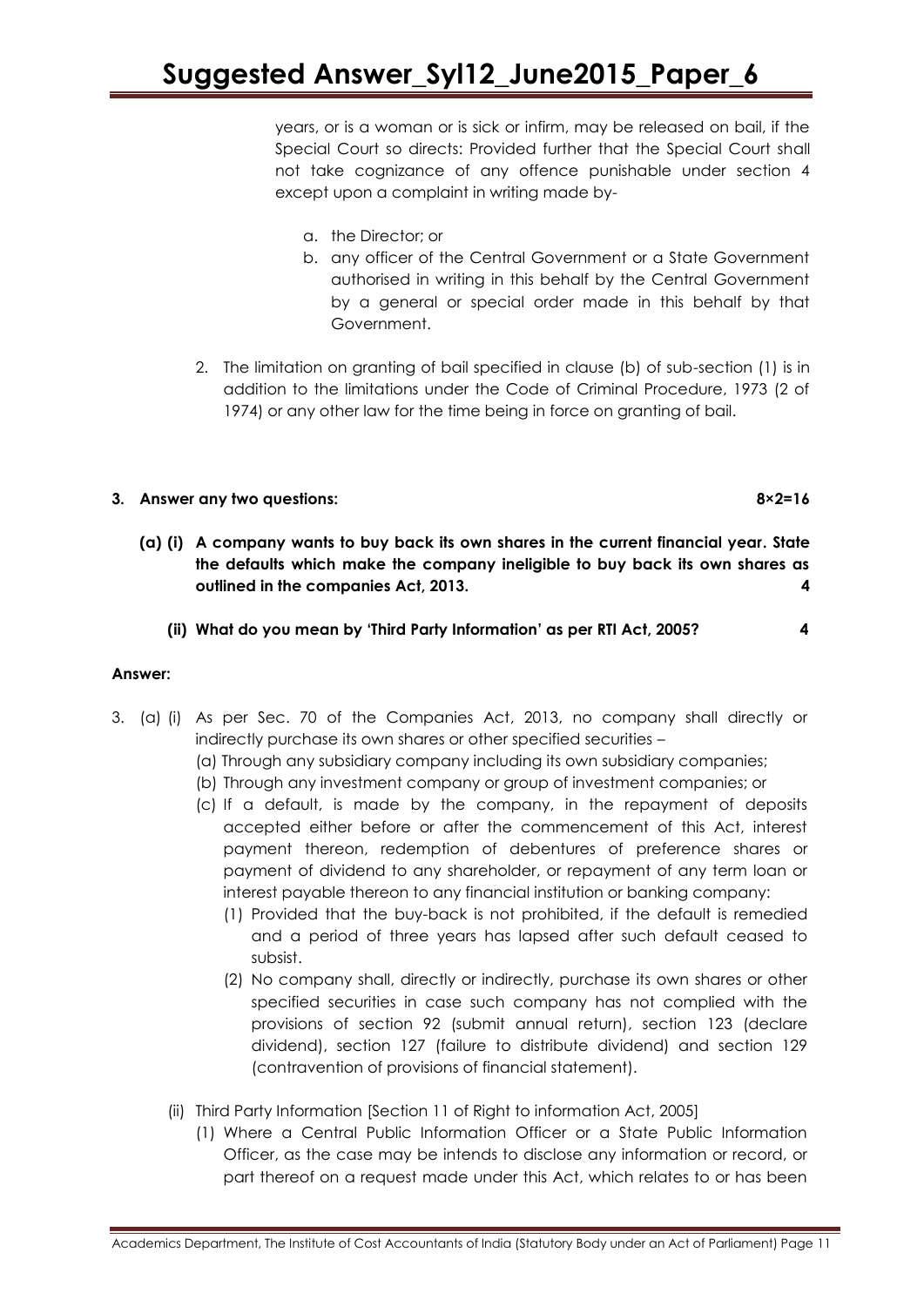years, or is a woman or is sick or infirm, may be released on bail, if the Special Court so directs: Provided further that the Special Court shall not take cognizance of any offence punishable under section 4 except upon a complaint in writing made by-

a. the Director; or
b. any officer of the Central Government or a State Government authorised in writing in this behalf by the Central Government by a general or special order made in this behalf by that Government.

2. The limitation on granting of bail specified in clause (b) of sub-section (1) is in addition to the limitations under the Code of Criminal Procedure, 1973 (2 of 1974) or any other law for the time being in force on granting of bail.

**3. Answer any two questions: 8×2=16**

**(a) (i) A company wants to buy back its own shares in the current financial year. State the defaults which make the company ineligible to buy back its own shares as outlined in the companies Act, 2013. 4**

**(ii) What do you mean by 'Third Party Information' as per RTI Act, 2005? 4**

**Answer:**

3. (a) (i) As per Sec. 70 of the Companies Act, 2013, no company shall directly or indirectly purchase its own shares or other specified securities –

(a) Through any subsidiary company including its own subsidiary companies;

(b) Through any investment company or group of investment companies; or

(c) If a default, is made by the company, in the repayment of deposits accepted either before or after the commencement of this Act, interest payment thereon, redemption of debentures of preference shares or payment of dividend to any shareholder, or repayment of any term loan or interest payable thereon to any financial institution or banking company:

(1) Provided that the buy-back is not prohibited, if the default is remedied and a period of three years has lapsed after such default ceased to subsist.

(2) No company shall, directly or indirectly, purchase its own shares or other specified securities in case such company has not complied with the provisions of section 92 (submit annual return), section 123 (declare dividend), section 127 (failure to distribute dividend) and section 129 (contravention of provisions of financial statement).

(ii) Third Party Information [Section 11 of Right to information Act, 2005]

(1) Where a Central Public Information Officer or a State Public Information Officer, as the case may be intends to disclose any information or record, or part thereof on a request made under this Act, which relates to or has been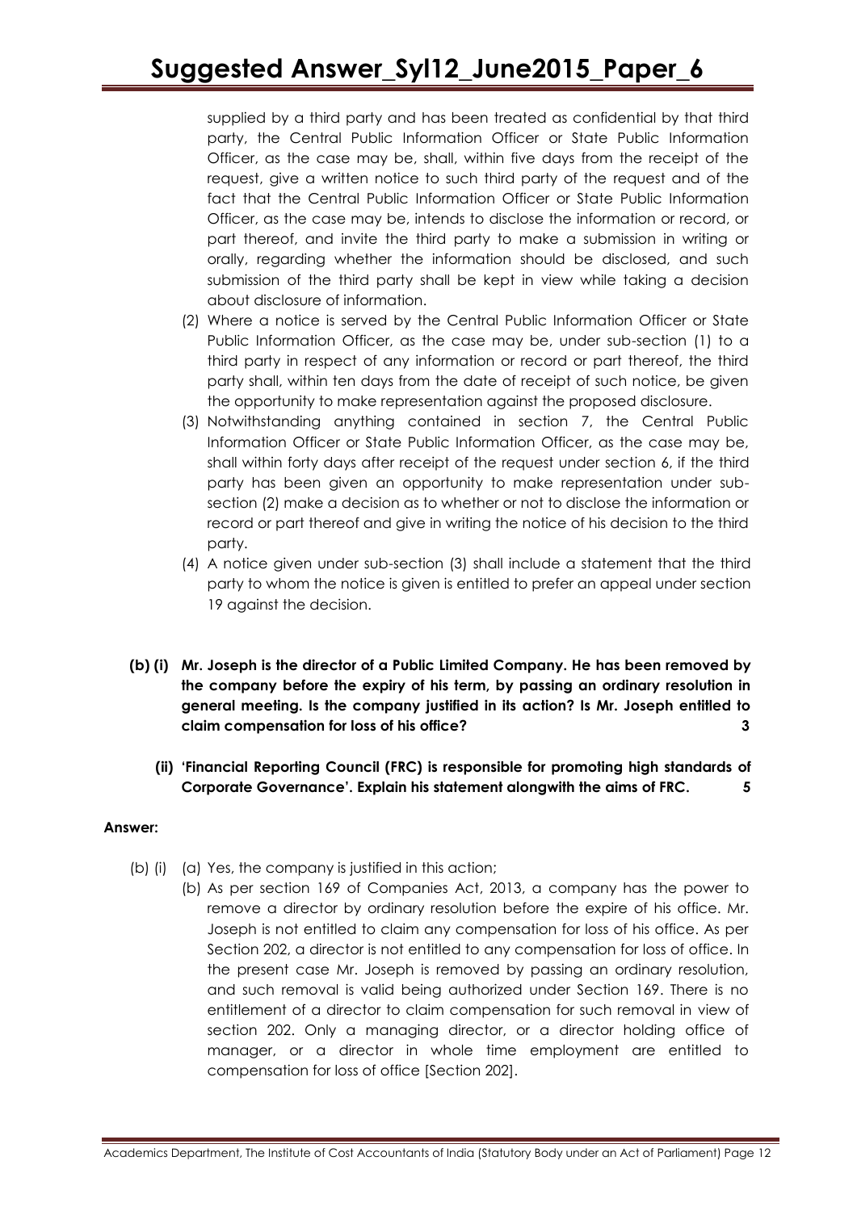supplied by a third party and has been treated as confidential by that third party, the Central Public Information Officer or State Public Information Officer, as the case may be, shall, within five days from the receipt of the request, give a written notice to such third party of the request and of the fact that the Central Public Information Officer or State Public Information Officer, as the case may be, intends to disclose the information or record, or part thereof, and invite the third party to make a submission in writing or orally, regarding whether the information should be disclosed, and such submission of the third party shall be kept in view while taking a decision about disclosure of information.

(2) Where a notice is served by the Central Public Information Officer or State Public Information Officer, as the case may be, under sub-section (1) to a third party in respect of any information or record or part thereof, the third party shall, within ten days from the date of receipt of such notice, be given the opportunity to make representation against the proposed disclosure.

(3) Notwithstanding anything contained in section 7, the Central Public Information Officer or State Public Information Officer, as the case may be, shall within forty days after receipt of the request under section 6, if the third party has been given an opportunity to make representation under sub-section (2) make a decision as to whether or not to disclose the information or record or part thereof and give in writing the notice of his decision to the third party.

(4) A notice given under sub-section (3) shall include a statement that the third party to whom the notice is given is entitled to prefer an appeal under section 19 against the decision.

**(b) (i) Mr. Joseph is the director of a Public Limited Company. He has been removed by the company before the expiry of his term, by passing an ordinary resolution in general meeting. Is the company justified in its action? Is Mr. Joseph entitled to claim compensation for loss of his office? 3**

**(ii) 'Financial Reporting Council (FRC) is responsible for promoting high standards of Corporate Governance'. Explain his statement alongwith the aims of FRC. 5**

**Answer:**

(b) (i) (a) Yes, the company is justified in this action;

(b) As per section 169 of Companies Act, 2013, a company has the power to remove a director by ordinary resolution before the expire of his office. Mr. Joseph is not entitled to claim any compensation for loss of his office. As per Section 202, a director is not entitled to any compensation for loss of office. In the present case Mr. Joseph is removed by passing an ordinary resolution, and such removal is valid being authorized under Section 169. There is no entitlement of a director to claim compensation for such removal in view of section 202. Only a managing director, or a director holding office of manager, or a director in whole time employment are entitled to compensation for loss of office [Section 202].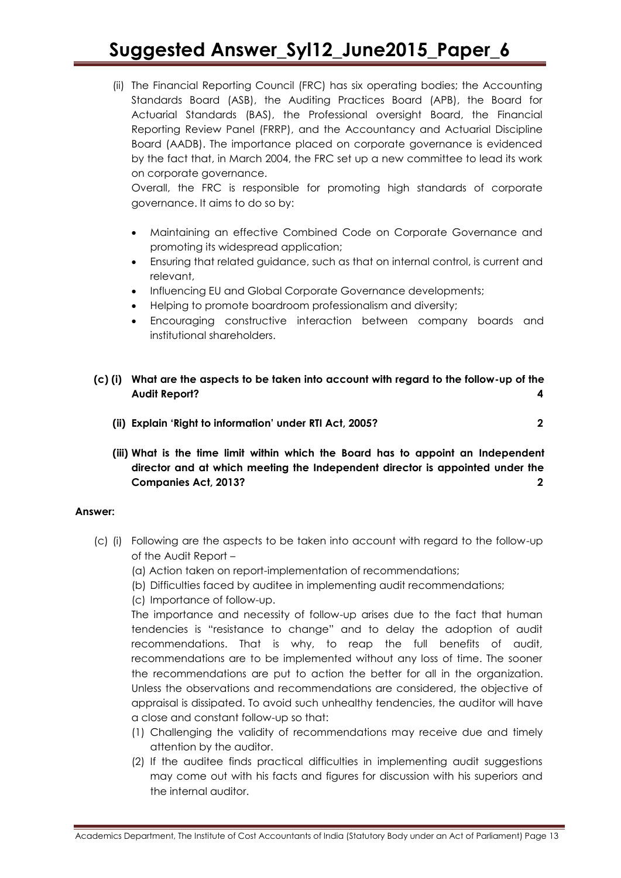(ii) The Financial Reporting Council (FRC) has six operating bodies; the Accounting Standards Board (ASB), the Auditing Practices Board (APB), the Board for Actuarial Standards (BAS), the Professional oversight Board, the Financial Reporting Review Panel (FRRP), and the Accountancy and Actuarial Discipline Board (AADB). The importance placed on corporate governance is evidenced by the fact that, in March 2004, the FRC set up a new committee to lead its work on corporate governance.

Overall, the FRC is responsible for promoting high standards of corporate governance. It aims to do so by:

- Maintaining an effective Combined Code on Corporate Governance and promoting its widespread application;
- Ensuring that related guidance, such as that on internal control, is current and relevant,
- Influencing EU and Global Corporate Governance developments;
- Helping to promote boardroom professionalism and diversity;
- Encouraging constructive interaction between company boards and institutional shareholders.

**(c) (i) What are the aspects to be taken into account with regard to the follow-up of the Audit Report? 4**

**(ii) Explain 'Right to information' under RTI Act, 2005? 2**

**(iii) What is the time limit within which the Board has to appoint an Independent director and at which meeting the Independent director is appointed under the Companies Act, 2013? 2**

**Answer:**

(c) (i) Following are the aspects to be taken into account with regard to the follow-up of the Audit Report –

(a) Action taken on report-implementation of recommendations;

(b) Difficulties faced by auditee in implementing audit recommendations;

(c) Importance of follow-up.

The importance and necessity of follow-up arises due to the fact that human tendencies is "resistance to change" and to delay the adoption of audit recommendations. That is why, to reap the full benefits of audit, recommendations are to be implemented without any loss of time. The sooner the recommendations are put to action the better for all in the organization. Unless the observations and recommendations are considered, the objective of appraisal is dissipated. To avoid such unhealthy tendencies, the auditor will have a close and constant follow-up so that:

(1) Challenging the validity of recommendations may receive due and timely attention by the auditor.

(2) If the auditee finds practical difficulties in implementing audit suggestions may come out with his facts and figures for discussion with his superiors and the internal auditor.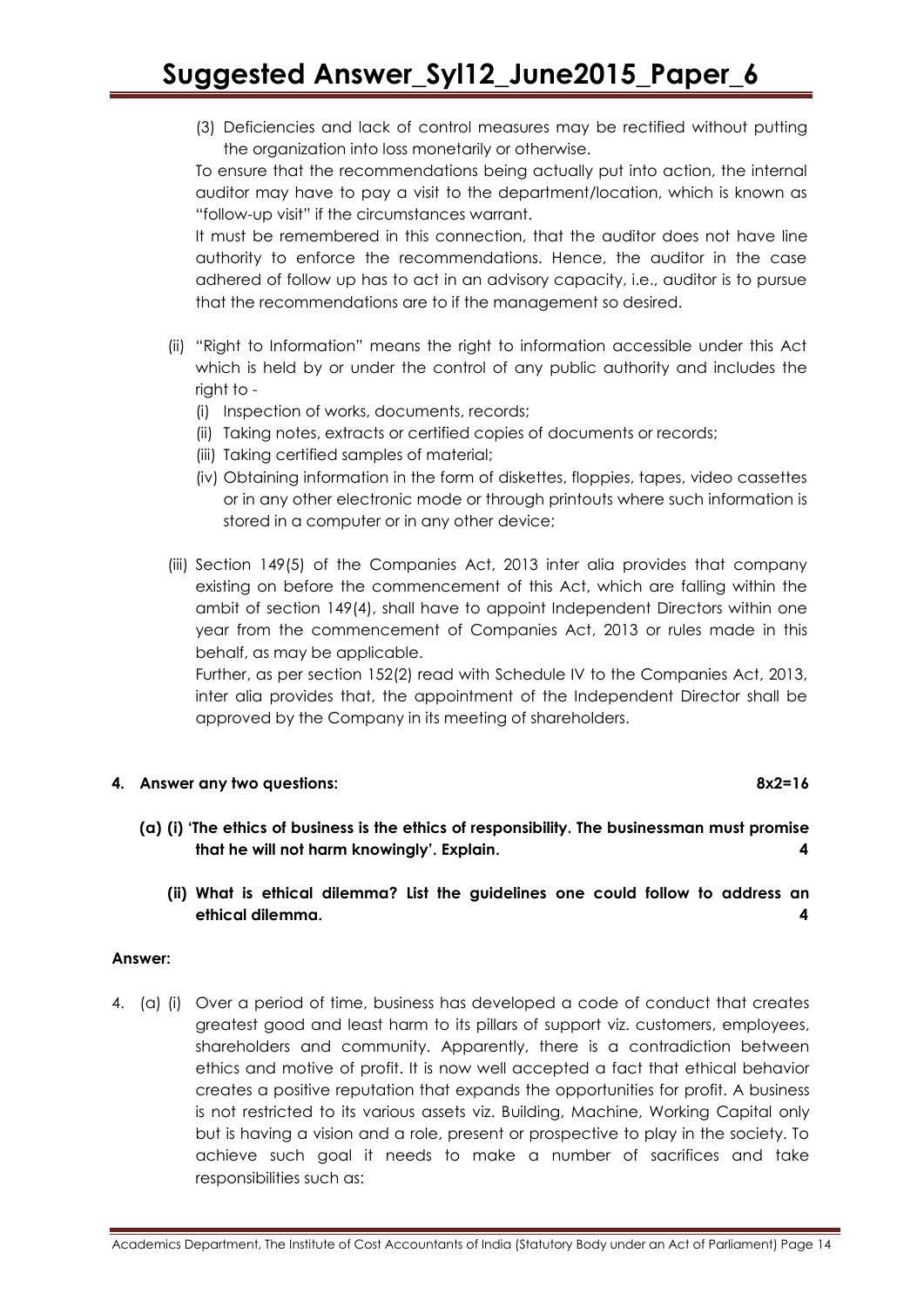(3) Deficiencies and lack of control measures may be rectified without putting the organization into loss monetarily or otherwise.

To ensure that the recommendations being actually put into action, the internal auditor may have to pay a visit to the department/location, which is known as "follow-up visit" if the circumstances warrant.

It must be remembered in this connection, that the auditor does not have line authority to enforce the recommendations. Hence, the auditor in the case adhered of follow up has to act in an advisory capacity, i.e., auditor is to pursue that the recommendations are to if the management so desired.

(ii) "Right to Information" means the right to information accessible under this Act which is held by or under the control of any public authority and includes the right to -

(i) Inspection of works, documents, records;
(ii) Taking notes, extracts or certified copies of documents or records;
(iii) Taking certified samples of material;
(iv) Obtaining information in the form of diskettes, floppies, tapes, video cassettes or in any other electronic mode or through printouts where such information is stored in a computer or in any other device;

(iii) Section 149(5) of the Companies Act, 2013 inter alia provides that company existing on before the commencement of this Act, which are falling within the ambit of section 149(4), shall have to appoint Independent Directors within one year from the commencement of Companies Act, 2013 or rules made in this behalf, as may be applicable.

Further, as per section 152(2) read with Schedule IV to the Companies Act, 2013, inter alia provides that, the appointment of the Independent Director shall be approved by the Company in its meeting of shareholders.

**4. Answer any two questions: 8x2=16**

**(a) (i) 'The ethics of business is the ethics of responsibility. The businessman must promise that he will not harm knowingly'. Explain. 4**

**(ii) What is ethical dilemma? List the guidelines one could follow to address an ethical dilemma. 4**

**Answer:**

4. (a) (i) Over a period of time, business has developed a code of conduct that creates greatest good and least harm to its pillars of support viz. customers, employees, shareholders and community. Apparently, there is a contradiction between ethics and motive of profit. It is now well accepted a fact that ethical behavior creates a positive reputation that expands the opportunities for profit. A business is not restricted to its various assets viz. Building, Machine, Working Capital only but is having a vision and a role, present or prospective to play in the society. To achieve such goal it needs to make a number of sacrifices and take responsibilities such as: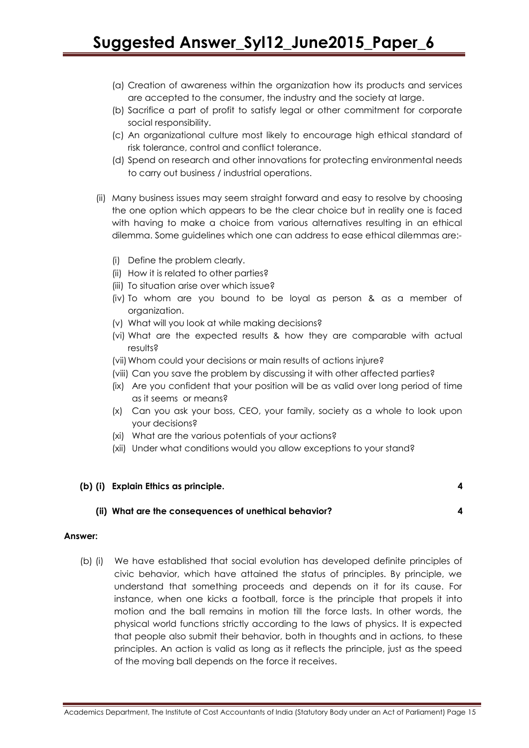(a) Creation of awareness within the organization how its products and services are accepted to the consumer, the industry and the society at large.

(b) Sacrifice a part of profit to satisfy legal or other commitment for corporate social responsibility.

(c) An organizational culture most likely to encourage high ethical standard of risk tolerance, control and conflict tolerance.

(d) Spend on research and other innovations for protecting environmental needs to carry out business / industrial operations.

(ii) Many business issues may seem straight forward and easy to resolve by choosing the one option which appears to be the clear choice but in reality one is faced with having to make a choice from various alternatives resulting in an ethical dilemma. Some guidelines which one can address to ease ethical dilemmas are:-

(i) Define the problem clearly.

(ii) How it is related to other parties?

(iii) To situation arise over which issue?

(iv) To whom are you bound to be loyal as person & as a member of organization.

(v) What will you look at while making decisions?

(vi) What are the expected results & how they are comparable with actual results?

(vii) Whom could your decisions or main results of actions injure?

(viii) Can you save the problem by discussing it with other affected parties?

(ix) Are you confident that your position will be as valid over long period of time as it seems or means?

(x) Can you ask your boss, CEO, your family, society as a whole to look upon your decisions?

(xi) What are the various potentials of your actions?

(xii) Under what conditions would you allow exceptions to your stand?

**(b) (i) Explain Ethics as principle. 4**

**(ii) What are the consequences of unethical behavior? 4**

**Answer:**

(b) (i) We have established that social evolution has developed definite principles of civic behavior, which have attained the status of principles. By principle, we understand that something proceeds and depends on it for its cause. For instance, when one kicks a football, force is the principle that propels it into motion and the ball remains in motion till the force lasts. In other words, the physical world functions strictly according to the laws of physics. It is expected that people also submit their behavior, both in thoughts and in actions, to these principles. An action is valid as long as it reflects the principle, just as the speed of the moving ball depends on the force it receives.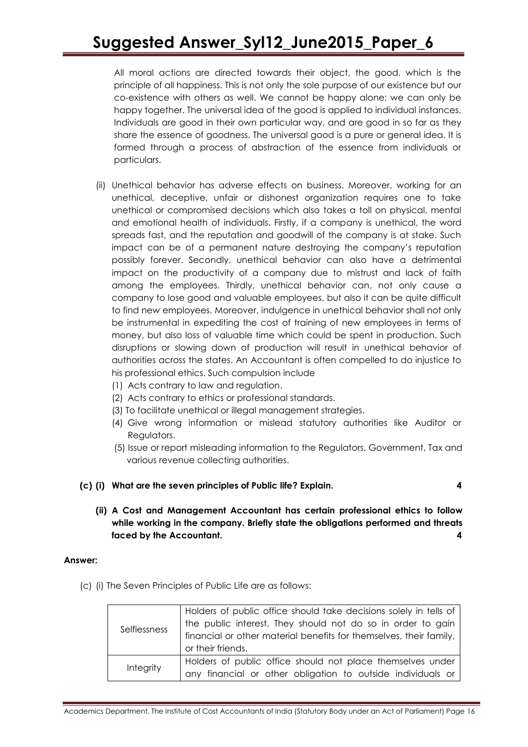All moral actions are directed towards their object, the good, which is the principle of all happiness. This is not only the sole purpose of our existence but our co-existence with others as well. We cannot be happy alone; we can only be happy together. The universal idea of the good is applied to individual instances. Individuals are good in their own particular way, and are good in so far as they share the essence of goodness. The universal good is a pure or general idea. It is formed through a process of abstraction of the essence from individuals or particulars.

(ii) Unethical behavior has adverse effects on business. Moreover, working for an unethical, deceptive, unfair or dishonest organization requires one to take unethical or compromised decisions which also takes a toll on physical, mental and emotional health of individuals. Firstly, if a company is unethical, the word spreads fast, and the reputation and goodwill of the company is at stake. Such impact can be of a permanent nature destroying the company's reputation possibly forever. Secondly, unethical behavior can also have a detrimental impact on the productivity of a company due to mistrust and lack of faith among the employees. Thirdly, unethical behavior can, not only cause a company to lose good and valuable employees, but also it can be quite difficult to find new employees. Moreover, indulgence in unethical behavior shall not only be instrumental in expediting the cost of training of new employees in terms of money, but also loss of valuable time which could be spent in production. Such disruptions or slowing down of production will result in unethical behavior of authorities across the states. An Accountant is often compelled to do injustice to his professional ethics. Such compulsion include

(1) Acts contrary to law and regulation.
(2) Acts contrary to ethics or professional standards.
(3) To facilitate unethical or illegal management strategies.
(4) Give wrong information or mislead statutory authorities like Auditor or Regulators.
(5) Issue or report misleading information to the Regulators, Government, Tax and various revenue collecting authorities.

**(c) (i) What are the seven principles of Public life? Explain. 4**

**(ii) A Cost and Management Accountant has certain professional ethics to follow while working in the company. Briefly state the obligations performed and threats faced by the Accountant. 4**

**Answer:**

(c) (i) The Seven Principles of Public Life are as follows:

| | |
|---|---|
| Selflessness | Holders of public office should take decisions solely in tells of the public interest. They should not do so in order to gain financial or other material benefits for themselves, their family, or their friends. |
| Integrity | Holders of public office should not place themselves under any financial or other obligation to outside individuals or |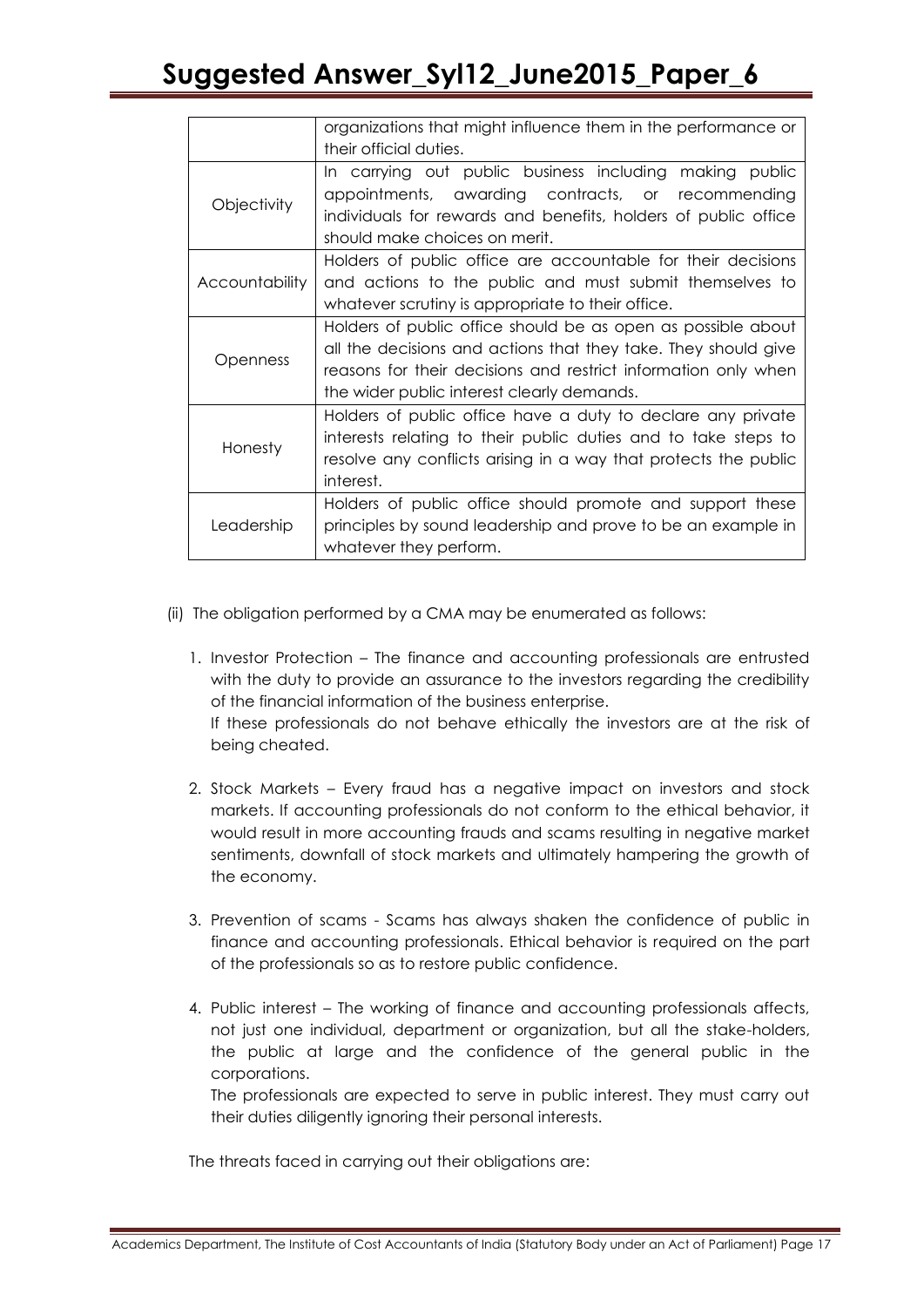| | |
|---|---|
| | organizations that might influence them in the performance or their official duties. |
| Objectivity | In carrying out public business including making public appointments, awarding contracts, or recommending individuals for rewards and benefits, holders of public office should make choices on merit. |
| Accountability | Holders of public office are accountable for their decisions and actions to the public and must submit themselves to whatever scrutiny is appropriate to their office. |
| Openness | Holders of public office should be as open as possible about all the decisions and actions that they take. They should give reasons for their decisions and restrict information only when the wider public interest clearly demands. |
| Honesty | Holders of public office have a duty to declare any private interests relating to their public duties and to take steps to resolve any conflicts arising in a way that protects the public interest. |
| Leadership | Holders of public office should promote and support these principles by sound leadership and prove to be an example in whatever they perform. |

(ii) The obligation performed by a CMA may be enumerated as follows:

1. Investor Protection – The finance and accounting professionals are entrusted with the duty to provide an assurance to the investors regarding the credibility of the financial information of the business enterprise.
   If these professionals do not behave ethically the investors are at the risk of being cheated.

2. Stock Markets – Every fraud has a negative impact on investors and stock markets. If accounting professionals do not conform to the ethical behavior, it would result in more accounting frauds and scams resulting in negative market sentiments, downfall of stock markets and ultimately hampering the growth of the economy.

3. Prevention of scams - Scams has always shaken the confidence of public in finance and accounting professionals. Ethical behavior is required on the part of the professionals so as to restore public confidence.

4. Public interest – The working of finance and accounting professionals affects, not just one individual, department or organization, but all the stake-holders, the public at large and the confidence of the general public in the corporations.
   The professionals are expected to serve in public interest. They must carry out their duties diligently ignoring their personal interests.

The threats faced in carrying out their obligations are: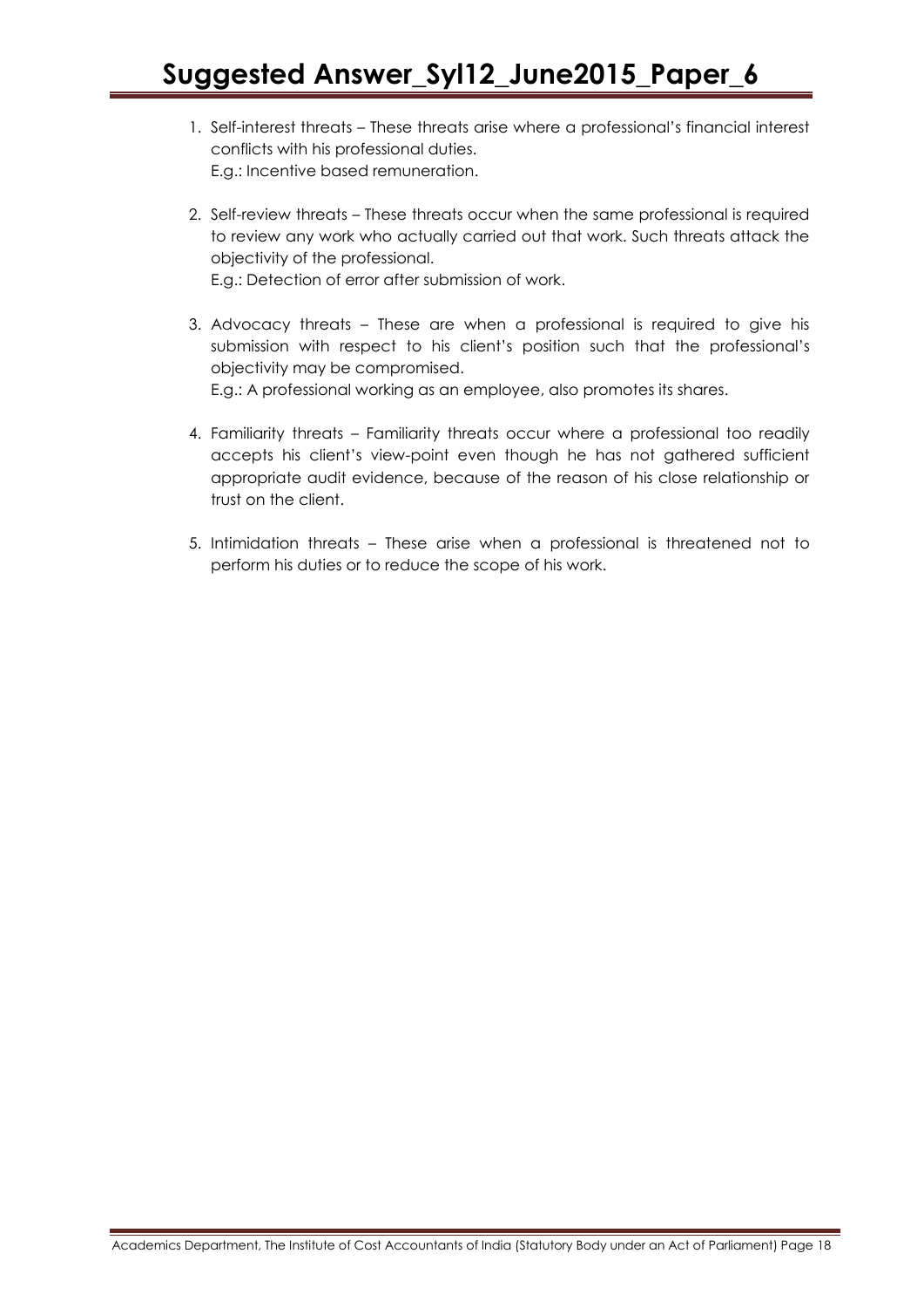1. Self-interest threats – These threats arise where a professional's financial interest conflicts with his professional duties.
   E.g.: Incentive based remuneration.

2. Self-review threats – These threats occur when the same professional is required to review any work who actually carried out that work. Such threats attack the objectivity of the professional.
   E.g.: Detection of error after submission of work.

3. Advocacy threats – These are when a professional is required to give his submission with respect to his client's position such that the professional's objectivity may be compromised.
   E.g.: A professional working as an employee, also promotes its shares.

4. Familiarity threats – Familiarity threats occur where a professional too readily accepts his client's view-point even though he has not gathered sufficient appropriate audit evidence, because of the reason of his close relationship or trust on the client.

5. Intimidation threats – These arise when a professional is threatened not to perform his duties or to reduce the scope of his work.